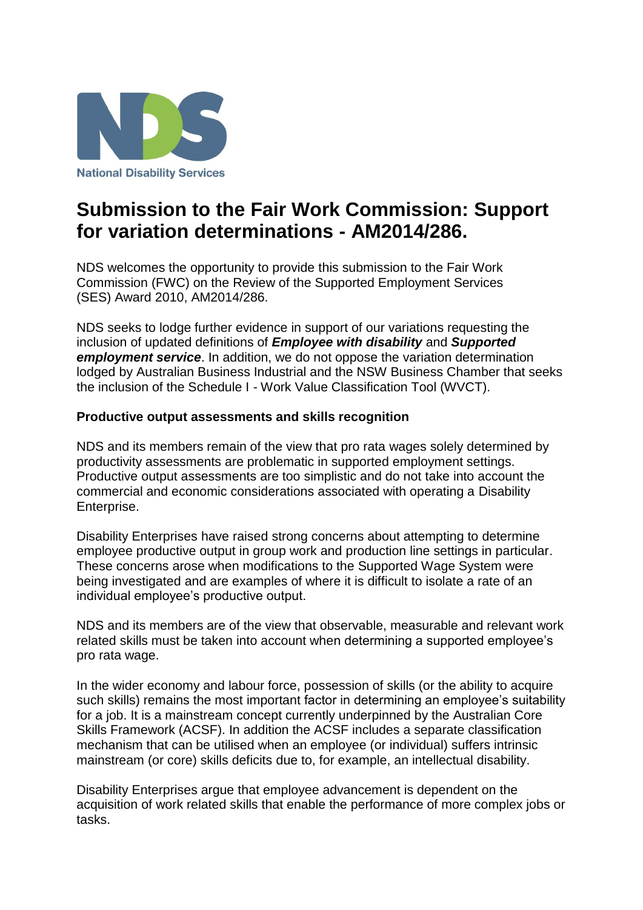National Disability Services

# Submission to the Fair Work Commission: Support for variation determinations - AM2014/286.

NDS welcomes the opportunity to provide this submission to the Fair Work Commission (FWC) on the Review of the Supported Employment Services (SES) Award 2010, AM2014/286.

NDS seeks to lodge further evidence in support of our variations requesting the inclusion of updated definitions of ***Employee with disability*** and ***Supported employment service***. In addition, we do not oppose the variation determination lodged by Australian Business Industrial and the NSW Business Chamber that seeks the inclusion of the Schedule I - Work Value Classification Tool (WVCT).

**Productive output assessments and skills recognition**

NDS and its members remain of the view that pro rata wages solely determined by productivity assessments are problematic in supported employment settings. Productive output assessments are too simplistic and do not take into account the commercial and economic considerations associated with operating a Disability Enterprise.

Disability Enterprises have raised strong concerns about attempting to determine employee productive output in group work and production line settings in particular. These concerns arose when modifications to the Supported Wage System were being investigated and are examples of where it is difficult to isolate a rate of an individual employee's productive output.

NDS and its members are of the view that observable, measurable and relevant work related skills must be taken into account when determining a supported employee's pro rata wage.

In the wider economy and labour force, possession of skills (or the ability to acquire such skills) remains the most important factor in determining an employee's suitability for a job. It is a mainstream concept currently underpinned by the Australian Core Skills Framework (ACSF). In addition the ACSF includes a separate classification mechanism that can be utilised when an employee (or individual) suffers intrinsic mainstream (or core) skills deficits due to, for example, an intellectual disability.

Disability Enterprises argue that employee advancement is dependent on the acquisition of work related skills that enable the performance of more complex jobs or tasks.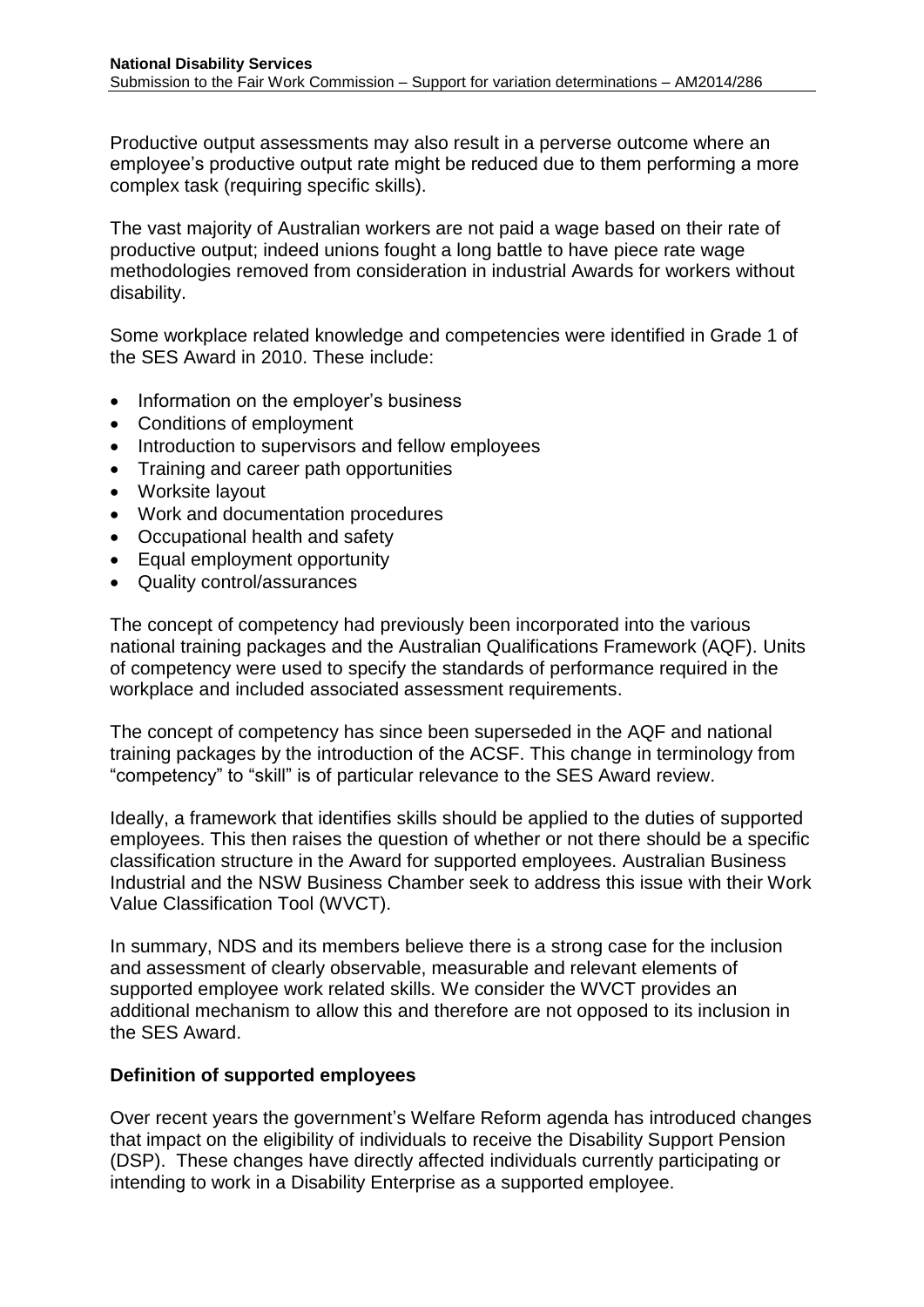Productive output assessments may also result in a perverse outcome where an employee's productive output rate might be reduced due to them performing a more complex task (requiring specific skills).

The vast majority of Australian workers are not paid a wage based on their rate of productive output; indeed unions fought a long battle to have piece rate wage methodologies removed from consideration in industrial Awards for workers without disability.

Some workplace related knowledge and competencies were identified in Grade 1 of the SES Award in 2010. These include:

- Information on the employer's business
- Conditions of employment
- Introduction to supervisors and fellow employees
- Training and career path opportunities
- Worksite layout
- Work and documentation procedures
- Occupational health and safety
- Equal employment opportunity
- Quality control/assurances

The concept of competency had previously been incorporated into the various national training packages and the Australian Qualifications Framework (AQF). Units of competency were used to specify the standards of performance required in the workplace and included associated assessment requirements.

The concept of competency has since been superseded in the AQF and national training packages by the introduction of the ACSF. This change in terminology from "competency" to "skill" is of particular relevance to the SES Award review.

Ideally, a framework that identifies skills should be applied to the duties of supported employees. This then raises the question of whether or not there should be a specific classification structure in the Award for supported employees. Australian Business Industrial and the NSW Business Chamber seek to address this issue with their Work Value Classification Tool (WVCT).

In summary, NDS and its members believe there is a strong case for the inclusion and assessment of clearly observable, measurable and relevant elements of supported employee work related skills. We consider the WVCT provides an additional mechanism to allow this and therefore are not opposed to its inclusion in the SES Award.

**Definition of supported employees**

Over recent years the government's Welfare Reform agenda has introduced changes that impact on the eligibility of individuals to receive the Disability Support Pension (DSP). These changes have directly affected individuals currently participating or intending to work in a Disability Enterprise as a supported employee.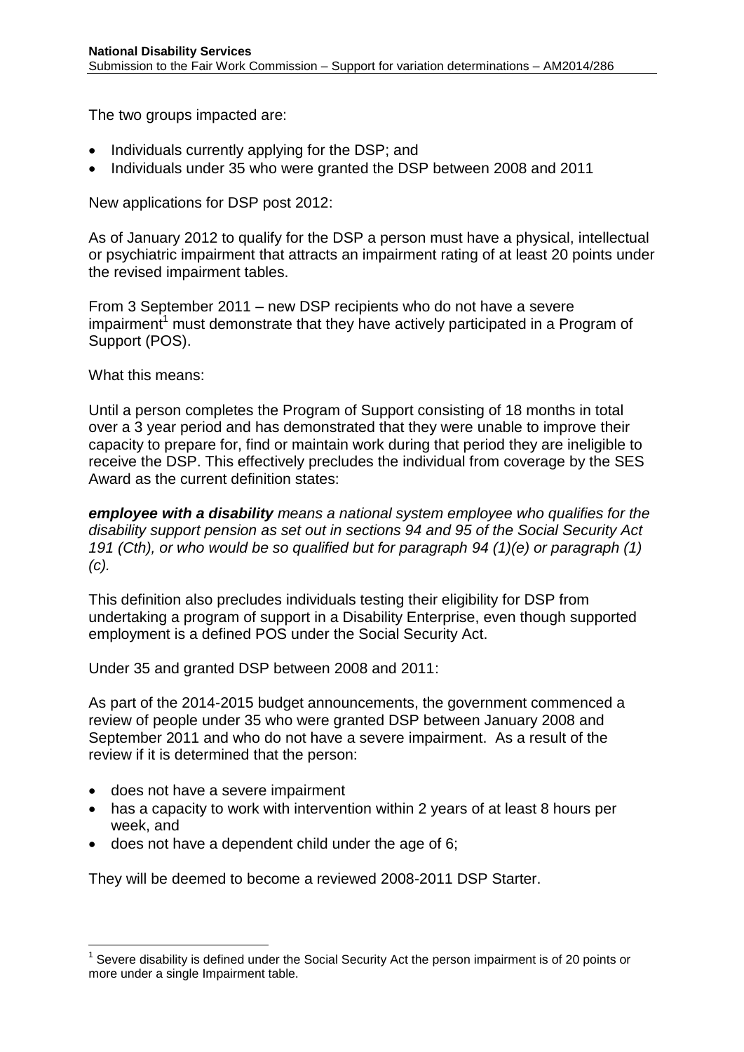The two groups impacted are:

- Individuals currently applying for the DSP; and
- Individuals under 35 who were granted the DSP between 2008 and 2011

New applications for DSP post 2012:

As of January 2012 to qualify for the DSP a person must have a physical, intellectual or psychiatric impairment that attracts an impairment rating of at least 20 points under the revised impairment tables.

From 3 September 2011 – new DSP recipients who do not have a severe impairment[1] must demonstrate that they have actively participated in a Program of Support (POS).

What this means:

Until a person completes the Program of Support consisting of 18 months in total over a 3 year period and has demonstrated that they were unable to improve their capacity to prepare for, find or maintain work during that period they are ineligible to receive the DSP. This effectively precludes the individual from coverage by the SES Award as the current definition states:

***employee with a disability*** *means a national system employee who qualifies for the disability support pension as set out in sections 94 and 95 of the Social Security Act 191 (Cth), or who would be so qualified but for paragraph 94 (1)(e) or paragraph (1)(c).*

This definition also precludes individuals testing their eligibility for DSP from undertaking a program of support in a Disability Enterprise, even though supported employment is a defined POS under the Social Security Act.

Under 35 and granted DSP between 2008 and 2011:

As part of the 2014-2015 budget announcements, the government commenced a review of people under 35 who were granted DSP between January 2008 and September 2011 and who do not have a severe impairment. As a result of the review if it is determined that the person:

- does not have a severe impairment
- has a capacity to work with intervention within 2 years of at least 8 hours per week, and
- does not have a dependent child under the age of 6;

They will be deemed to become a reviewed 2008-2011 DSP Starter.

[1] Severe disability is defined under the Social Security Act the person impairment is of 20 points or more under a single Impairment table.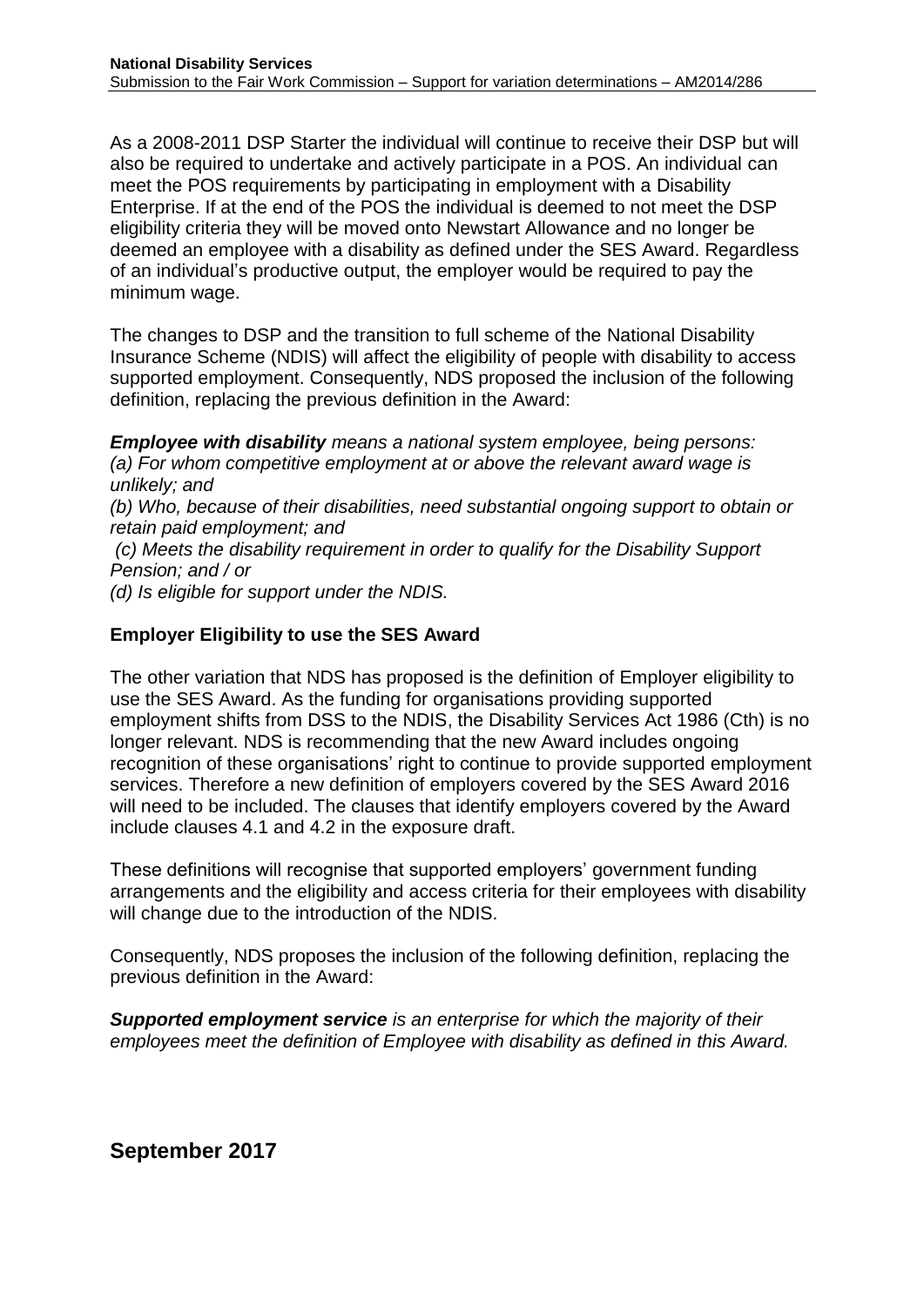As a 2008-2011 DSP Starter the individual will continue to receive their DSP but will also be required to undertake and actively participate in a POS. An individual can meet the POS requirements by participating in employment with a Disability Enterprise. If at the end of the POS the individual is deemed to not meet the DSP eligibility criteria they will be moved onto Newstart Allowance and no longer be deemed an employee with a disability as defined under the SES Award. Regardless of an individual's productive output, the employer would be required to pay the minimum wage.

The changes to DSP and the transition to full scheme of the National Disability Insurance Scheme (NDIS) will affect the eligibility of people with disability to access supported employment. Consequently, NDS proposed the inclusion of the following definition, replacing the previous definition in the Award:

***Employee with disability*** *means a national system employee, being persons:*
*(a) For whom competitive employment at or above the relevant award wage is unlikely; and*
*(b) Who, because of their disabilities, need substantial ongoing support to obtain or retain paid employment; and*
*(c) Meets the disability requirement in order to qualify for the Disability Support Pension; and / or*
*(d) Is eligible for support under the NDIS.*

**Employer Eligibility to use the SES Award**

The other variation that NDS has proposed is the definition of Employer eligibility to use the SES Award. As the funding for organisations providing supported employment shifts from DSS to the NDIS, the Disability Services Act 1986 (Cth) is no longer relevant. NDS is recommending that the new Award includes ongoing recognition of these organisations' right to continue to provide supported employment services. Therefore a new definition of employers covered by the SES Award 2016 will need to be included. The clauses that identify employers covered by the Award include clauses 4.1 and 4.2 in the exposure draft.

These definitions will recognise that supported employers' government funding arrangements and the eligibility and access criteria for their employees with disability will change due to the introduction of the NDIS.

Consequently, NDS proposes the inclusion of the following definition, replacing the previous definition in the Award:

***Supported employment service*** *is an enterprise for which the majority of their employees meet the definition of Employee with disability as defined in this Award.*

**September 2017**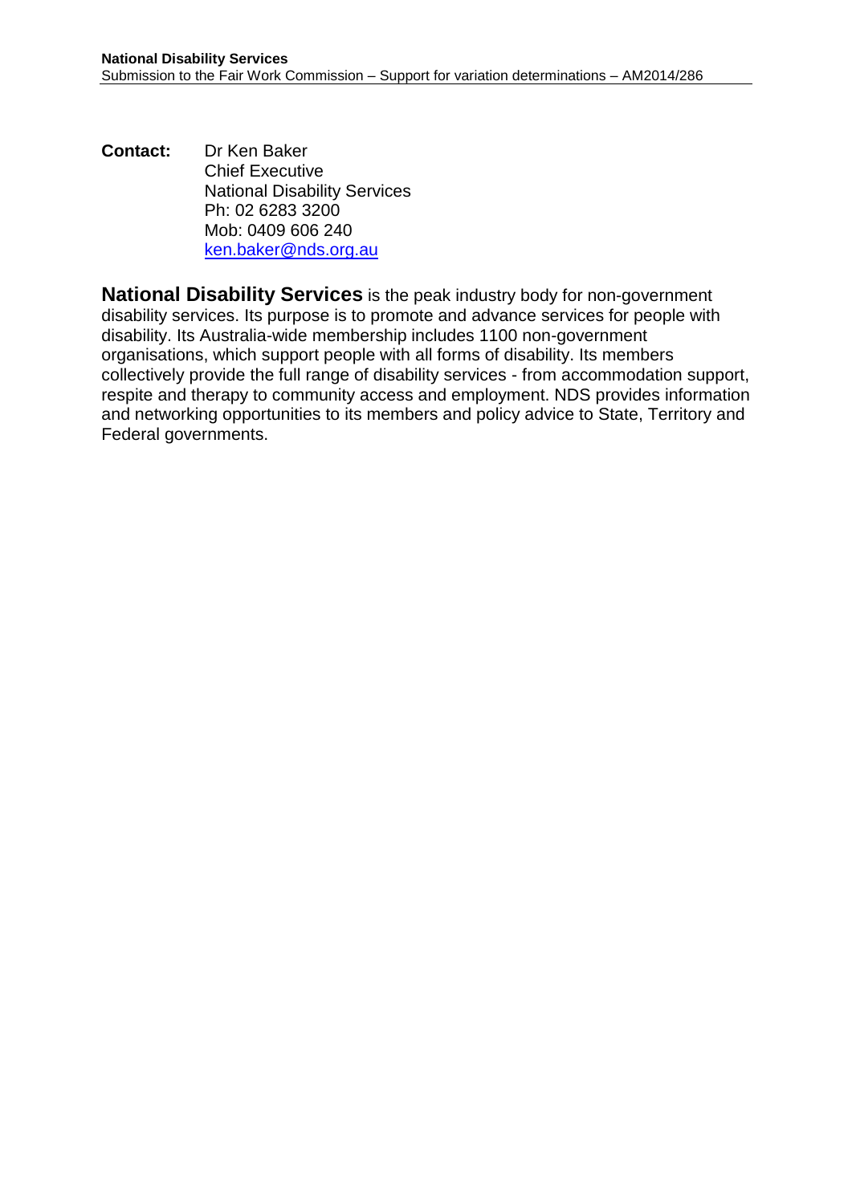**Contact:** Dr Ken Baker
Chief Executive
National Disability Services
Ph: 02 6283 3200
Mob: 0409 606 240
ken.baker@nds.org.au

**National Disability Services** is the peak industry body for non-government disability services. Its purpose is to promote and advance services for people with disability. Its Australia-wide membership includes 1100 non-government organisations, which support people with all forms of disability. Its members collectively provide the full range of disability services - from accommodation support, respite and therapy to community access and employment. NDS provides information and networking opportunities to its members and policy advice to State, Territory and Federal governments.